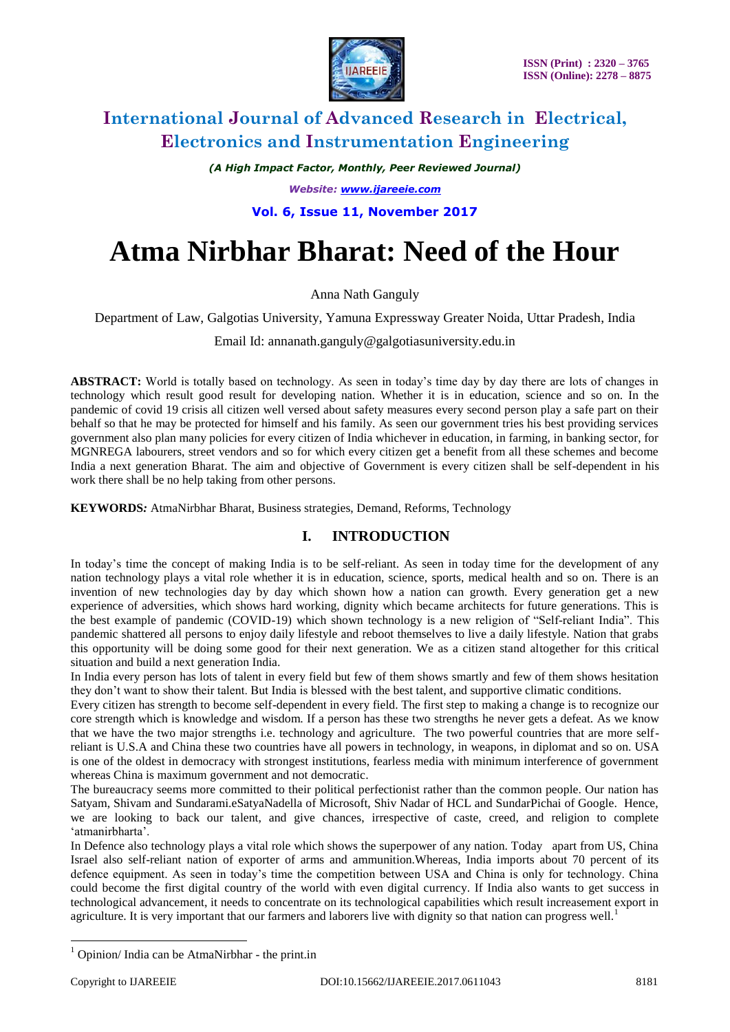# International Journal of Advanced Research in Electrical, Electronics and Instrumentation Engineering

*(A High Impact Factor, Monthly, Peer Reviewed Journal)*

*Website: www.ijareeie.com*

**Vol. 6, Issue 11, November 2017**

# Atma Nirbhar Bharat: Need of the Hour

Anna Nath Ganguly

Department of Law, Galgotias University, Yamuna Expressway Greater Noida, Uttar Pradesh, India

Email Id: annanath.ganguly@galgotiasuniversity.edu.in

**ABSTRACT:** World is totally based on technology. As seen in today's time day by day there are lots of changes in technology which result good result for developing nation. Whether it is in education, science and so on. In the pandemic of covid 19 crisis all citizen well versed about safety measures every second person play a safe part on their behalf so that he may be protected for himself and his family. As seen our government tries his best providing services government also plan many policies for every citizen of India whichever in education, in farming, in banking sector, for MGNREGA labourers, street vendors and so for which every citizen get a benefit from all these schemes and become India a next generation Bharat. The aim and objective of Government is every citizen shall be self-dependent in his work there shall be no help taking from other persons.

**KEYWORDS*:*** AtmaNirbhar Bharat, Business strategies, Demand, Reforms, Technology

## I. INTRODUCTION

In today's time the concept of making India is to be self-reliant. As seen in today time for the development of any nation technology plays a vital role whether it is in education, science, sports, medical health and so on. There is an invention of new technologies day by day which shown how a nation can growth. Every generation get a new experience of adversities, which shows hard working, dignity which became architects for future generations. This is the best example of pandemic (COVID-19) which shown technology is a new religion of "Self-reliant India". This pandemic shattered all persons to enjoy daily lifestyle and reboot themselves to live a daily lifestyle. Nation that grabs this opportunity will be doing some good for their next generation. We as a citizen stand altogether for this critical situation and build a next generation India.

In India every person has lots of talent in every field but few of them shows smartly and few of them shows hesitation they don't want to show their talent. But India is blessed with the best talent, and supportive climatic conditions.

Every citizen has strength to become self-dependent in every field. The first step to making a change is to recognize our core strength which is knowledge and wisdom. If a person has these two strengths he never gets a defeat. As we know that we have the two major strengths i.e. technology and agriculture. The two powerful countries that are more self-reliant is U.S.A and China these two countries have all powers in technology, in weapons, in diplomat and so on. USA is one of the oldest in democracy with strongest institutions, fearless media with minimum interference of government whereas China is maximum government and not democratic.

The bureaucracy seems more committed to their political perfectionist rather than the common people. Our nation has Satyam, Shivam and Sundarami.eSatyaNadella of Microsoft, Shiv Nadar of HCL and SundarPichai of Google. Hence, we are looking to back our talent, and give chances, irrespective of caste, creed, and religion to complete 'atmanirbharta'.

In Defence also technology plays a vital role which shows the superpower of any nation. Today apart from US, China Israel also self-reliant nation of exporter of arms and ammunition.Whereas, India imports about 70 percent of its defence equipment. As seen in today's time the competition between USA and China is only for technology. China could become the first digital country of the world with even digital currency. If India also wants to get success in technological advancement, it needs to concentrate on its technological capabilities which result increasement export in agriculture. It is very important that our farmers and laborers live with dignity so that nation can progress well.[1]

---

[1] Opinion/ India can be AtmaNirbhar - the print.in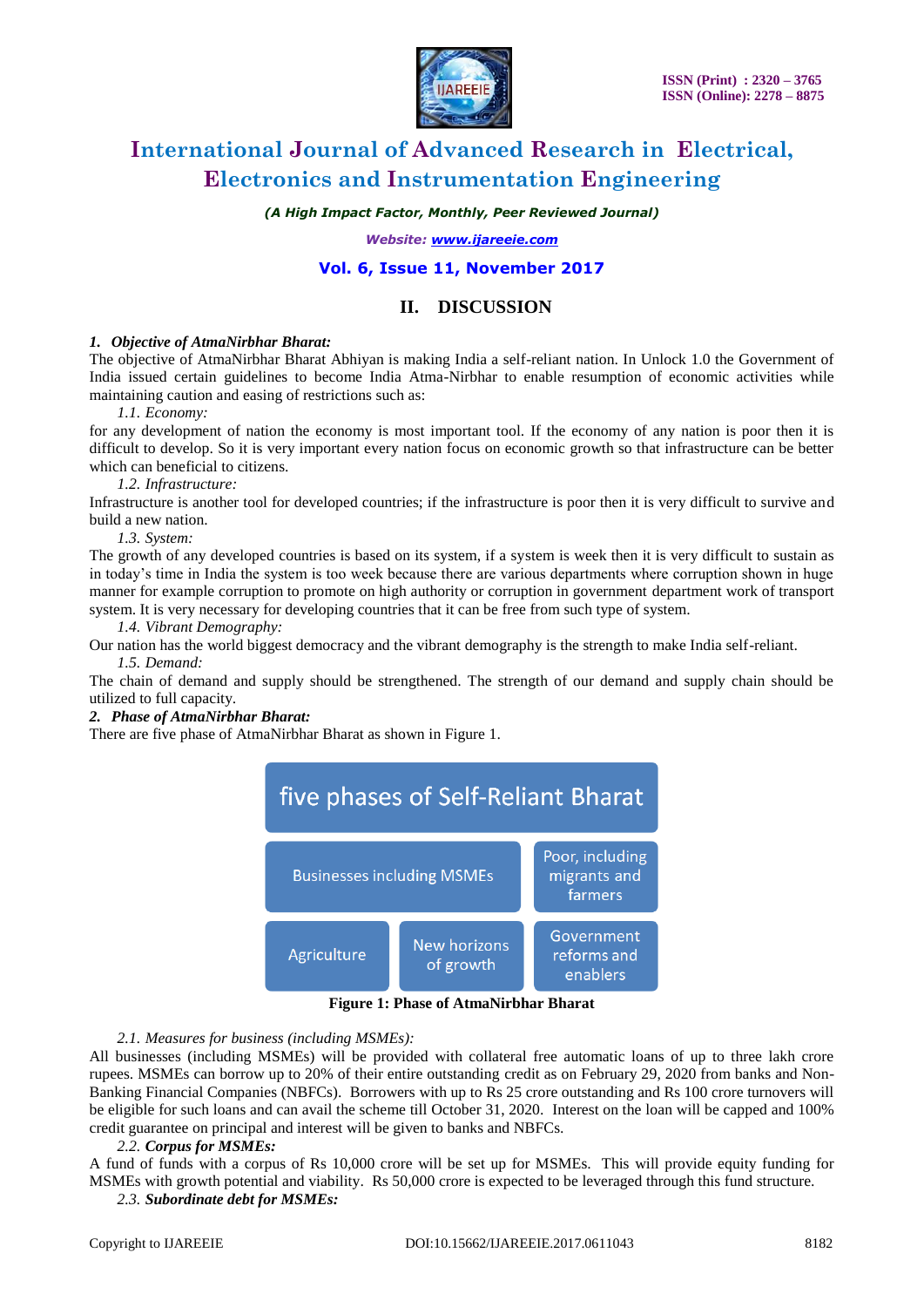## II. DISCUSSION

***1. Objective of AtmaNirbhar Bharat:***

The objective of AtmaNirbhar Bharat Abhiyan is making India a self-reliant nation. In Unlock 1.0 the Government of India issued certain guidelines to become India Atma-Nirbhar to enable resumption of economic activities while maintaining caution and easing of restrictions such as:

*1.1. Economy:*

for any development of nation the economy is most important tool. If the economy of any nation is poor then it is difficult to develop. So it is very important every nation focus on economic growth so that infrastructure can be better which can beneficial to citizens.

*1.2. Infrastructure:*

Infrastructure is another tool for developed countries; if the infrastructure is poor then it is very difficult to survive and build a new nation.

*1.3. System:*

The growth of any developed countries is based on its system, if a system is week then it is very difficult to sustain as in today's time in India the system is too week because there are various departments where corruption shown in huge manner for example corruption to promote on high authority or corruption in government department work of transport system. It is very necessary for developing countries that it can be free from such type of system.

*1.4. Vibrant Demography:*

Our nation has the world biggest democracy and the vibrant demography is the strength to make India self-reliant.

*1.5. Demand:*

The chain of demand and supply should be strengthened. The strength of our demand and supply chain should be utilized to full capacity.

***2. Phase of AtmaNirbhar Bharat:***

There are five phase of AtmaNirbhar Bharat as shown in Figure 1.

| five phases of Self-Reliant Bharat | | |
|---|---|---|
| Businesses including MSMEs | | Poor, including migrants and farmers |
| Agriculture | New horizons of growth | Government reforms and enablers |

**Figure 1: Phase of AtmaNirbhar Bharat**

*2.1. Measures for business (including MSMEs):*

All businesses (including MSMEs) will be provided with collateral free automatic loans of up to three lakh crore rupees. MSMEs can borrow up to 20% of their entire outstanding credit as on February 29, 2020 from banks and Non-Banking Financial Companies (NBFCs). Borrowers with up to Rs 25 crore outstanding and Rs 100 crore turnovers will be eligible for such loans and can avail the scheme till October 31, 2020. Interest on the loan will be capped and 100% credit guarantee on principal and interest will be given to banks and NBFCs.

*2.2.* ***Corpus for MSMEs:***

A fund of funds with a corpus of Rs 10,000 crore will be set up for MSMEs. This will provide equity funding for MSMEs with growth potential and viability. Rs 50,000 crore is expected to be leveraged through this fund structure.

*2.3.* ***Subordinate debt for MSMEs:***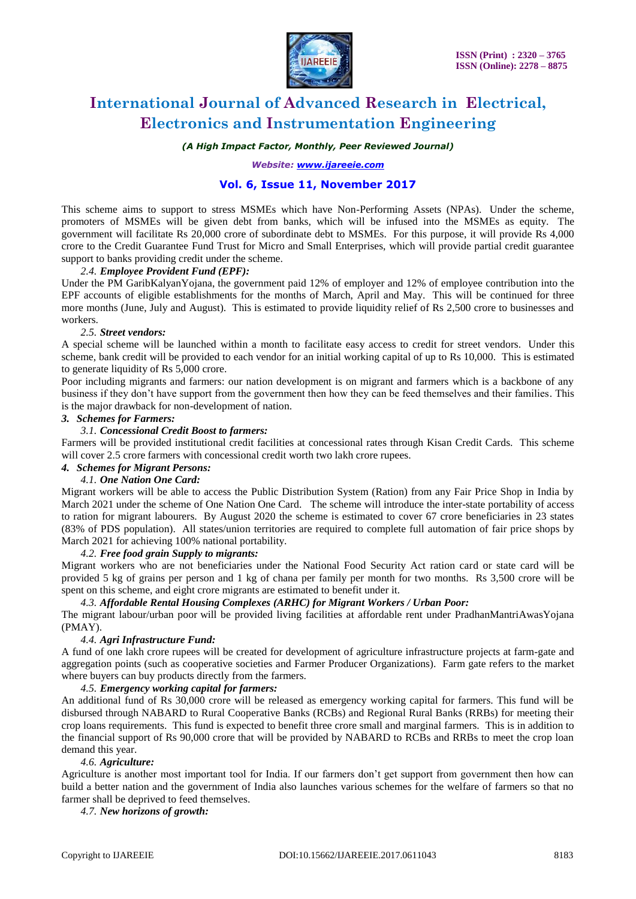This scheme aims to support to stress MSMEs which have Non-Performing Assets (NPAs). Under the scheme, promoters of MSMEs will be given debt from banks, which will be infused into the MSMEs as equity. The government will facilitate Rs 20,000 crore of subordinate debt to MSMEs. For this purpose, it will provide Rs 4,000 crore to the Credit Guarantee Fund Trust for Micro and Small Enterprises, which will provide partial credit guarantee support to banks providing credit under the scheme.

*2.4.* ***Employee Provident Fund (EPF):***

Under the PM GaribKalyanYojana, the government paid 12% of employer and 12% of employee contribution into the EPF accounts of eligible establishments for the months of March, April and May. This will be continued for three more months (June, July and August). This is estimated to provide liquidity relief of Rs 2,500 crore to businesses and workers.

*2.5.* ***Street vendors:***

A special scheme will be launched within a month to facilitate easy access to credit for street vendors. Under this scheme, bank credit will be provided to each vendor for an initial working capital of up to Rs 10,000. This is estimated to generate liquidity of Rs 5,000 crore.

Poor including migrants and farmers: our nation development is on migrant and farmers which is a backbone of any business if they don't have support from the government then how they can be feed themselves and their families. This is the major drawback for non-development of nation.

***3. Schemes for Farmers:***

*3.1.* ***Concessional Credit Boost to farmers:***

Farmers will be provided institutional credit facilities at concessional rates through Kisan Credit Cards. This scheme will cover 2.5 crore farmers with concessional credit worth two lakh crore rupees.

***4. Schemes for Migrant Persons:***

*4.1.* ***One Nation One Card:***

Migrant workers will be able to access the Public Distribution System (Ration) from any Fair Price Shop in India by March 2021 under the scheme of One Nation One Card. The scheme will introduce the inter-state portability of access to ration for migrant labourers. By August 2020 the scheme is estimated to cover 67 crore beneficiaries in 23 states (83% of PDS population). All states/union territories are required to complete full automation of fair price shops by March 2021 for achieving 100% national portability.

*4.2.* ***Free food grain Supply to migrants:***

Migrant workers who are not beneficiaries under the National Food Security Act ration card or state card will be provided 5 kg of grains per person and 1 kg of chana per family per month for two months. Rs 3,500 crore will be spent on this scheme, and eight crore migrants are estimated to benefit under it.

*4.3.* ***Affordable Rental Housing Complexes (ARHC) for Migrant Workers / Urban Poor:***

The migrant labour/urban poor will be provided living facilities at affordable rent under PradhanMantriAwasYojana (PMAY).

*4.4.* ***Agri Infrastructure Fund:***

A fund of one lakh crore rupees will be created for development of agriculture infrastructure projects at farm-gate and aggregation points (such as cooperative societies and Farmer Producer Organizations). Farm gate refers to the market where buyers can buy products directly from the farmers.

*4.5.* ***Emergency working capital for farmers:***

An additional fund of Rs 30,000 crore will be released as emergency working capital for farmers. This fund will be disbursed through NABARD to Rural Cooperative Banks (RCBs) and Regional Rural Banks (RRBs) for meeting their crop loans requirements. This fund is expected to benefit three crore small and marginal farmers. This is in addition to the financial support of Rs 90,000 crore that will be provided by NABARD to RCBs and RRBs to meet the crop loan demand this year.

*4.6.* ***Agriculture:***

Agriculture is another most important tool for India. If our farmers don't get support from government then how can build a better nation and the government of India also launches various schemes for the welfare of farmers so that no farmer shall be deprived to feed themselves.

*4.7.* ***New horizons of growth:***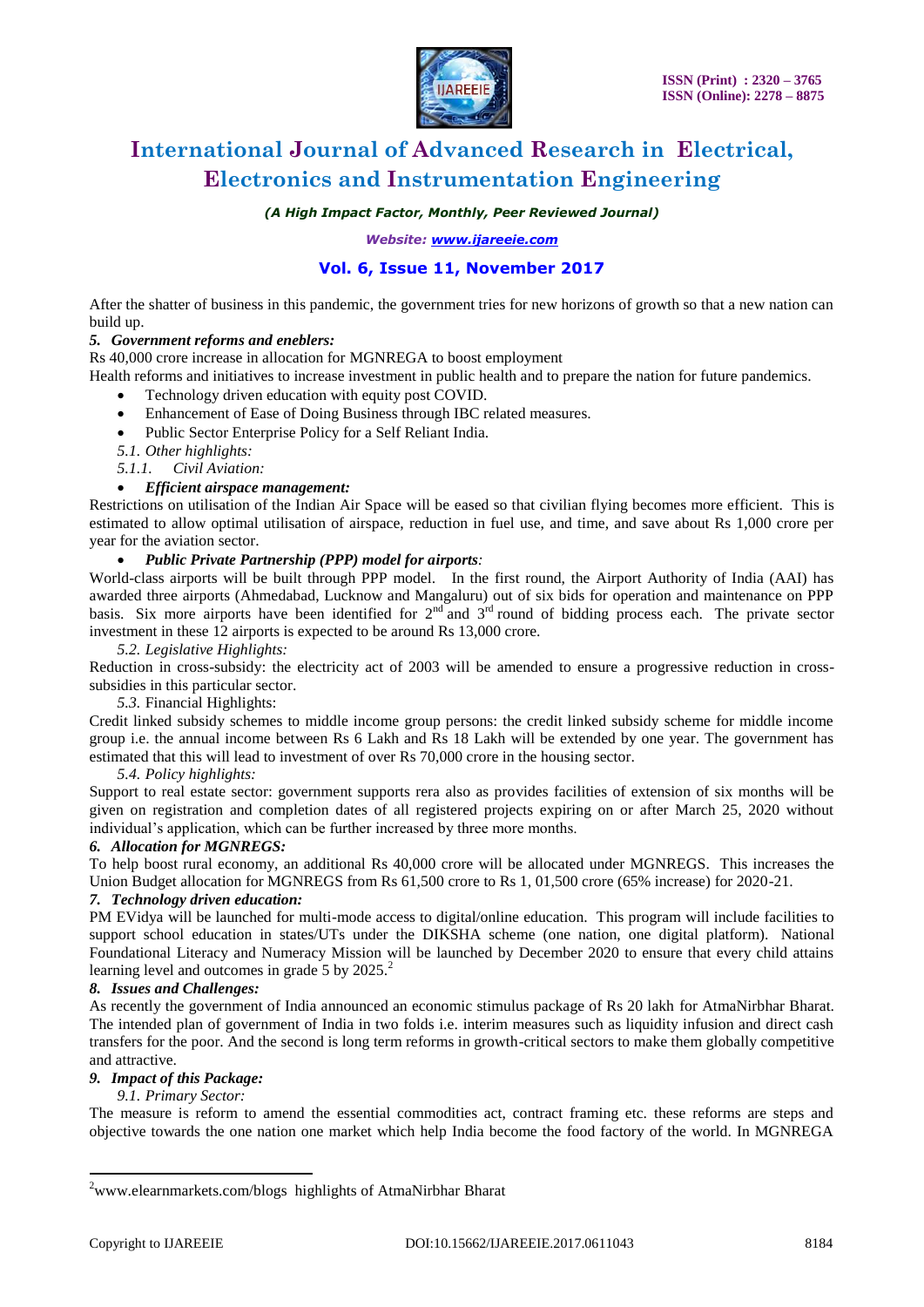After the shatter of business in this pandemic, the government tries for new horizons of growth so that a new nation can build up.

***5. Government reforms and eneblers:***

Rs 40,000 crore increase in allocation for MGNREGA to boost employment

Health reforms and initiatives to increase investment in public health and to prepare the nation for future pandemics.

- Technology driven education with equity post COVID.
- Enhancement of Ease of Doing Business through IBC related measures.
- Public Sector Enterprise Policy for a Self Reliant India.

*5.1. Other highlights:*

*5.1.1. Civil Aviation:*

- ***Efficient airspace management:***

Restrictions on utilisation of the Indian Air Space will be eased so that civilian flying becomes more efficient. This is estimated to allow optimal utilisation of airspace, reduction in fuel use, and time, and save about Rs 1,000 crore per year for the aviation sector.

- ***Public Private Partnership (PPP) model for airports**:*

World-class airports will be built through PPP model. In the first round, the Airport Authority of India (AAI) has awarded three airports (Ahmedabad, Lucknow and Mangaluru) out of six bids for operation and maintenance on PPP basis. Six more airports have been identified for 2nd and 3rd round of bidding process each. The private sector investment in these 12 airports is expected to be around Rs 13,000 crore.

*5.2. Legislative Highlights:*

Reduction in cross-subsidy: the electricity act of 2003 will be amended to ensure a progressive reduction in cross-subsidies in this particular sector.

*5.3.* Financial Highlights:

Credit linked subsidy schemes to middle income group persons: the credit linked subsidy scheme for middle income group i.e. the annual income between Rs 6 Lakh and Rs 18 Lakh will be extended by one year. The government has estimated that this will lead to investment of over Rs 70,000 crore in the housing sector.

*5.4. Policy highlights:*

Support to real estate sector: government supports rera also as provides facilities of extension of six months will be given on registration and completion dates of all registered projects expiring on or after March 25, 2020 without individual's application, which can be further increased by three more months.

***6. Allocation for MGNREGS:***

To help boost rural economy, an additional Rs 40,000 crore will be allocated under MGNREGS. This increases the Union Budget allocation for MGNREGS from Rs 61,500 crore to Rs 1, 01,500 crore (65% increase) for 2020-21.

***7. Technology driven education:***

PM EVidya will be launched for multi-mode access to digital/online education. This program will include facilities to support school education in states/UTs under the DIKSHA scheme (one nation, one digital platform). National Foundational Literacy and Numeracy Mission will be launched by December 2020 to ensure that every child attains learning level and outcomes in grade 5 by 2025.[2]

***8. Issues and Challenges:***

As recently the government of India announced an economic stimulus package of Rs 20 lakh for AtmaNirbhar Bharat. The intended plan of government of India in two folds i.e. interim measures such as liquidity infusion and direct cash transfers for the poor. And the second is long term reforms in growth-critical sectors to make them globally competitive and attractive.

***9. Impact of this Package:***

*9.1. Primary Sector:*

The measure is reform to amend the essential commodities act, contract framing etc. these reforms are steps and objective towards the one nation one market which help India become the food factory of the world. In MGNREGA

---

[2] www.elearnmarkets.com/blogs highlights of AtmaNirbhar Bharat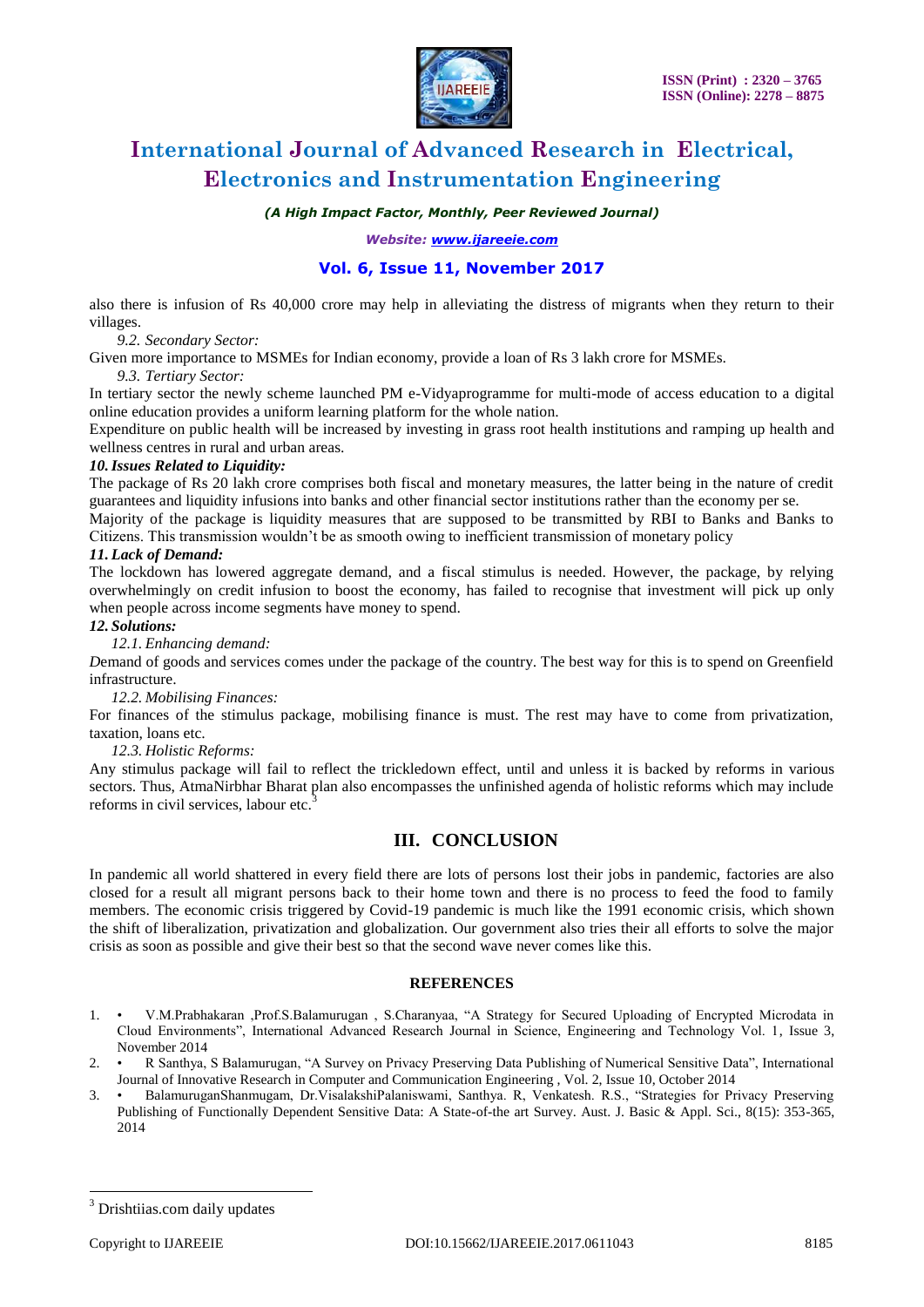also there is infusion of Rs 40,000 crore may help in alleviating the distress of migrants when they return to their villages.

*9.2. Secondary Sector:*

Given more importance to MSMEs for Indian economy, provide a loan of Rs 3 lakh crore for MSMEs.

*9.3. Tertiary Sector:*

In tertiary sector the newly scheme launched PM e-Vidyaprogramme for multi-mode of access education to a digital online education provides a uniform learning platform for the whole nation.

Expenditure on public health will be increased by investing in grass root health institutions and ramping up health and wellness centres in rural and urban areas.

***10. Issues Related to Liquidity:***

The package of Rs 20 lakh crore comprises both fiscal and monetary measures, the latter being in the nature of credit guarantees and liquidity infusions into banks and other financial sector institutions rather than the economy per se.

Majority of the package is liquidity measures that are supposed to be transmitted by RBI to Banks and Banks to Citizens. This transmission wouldn't be as smooth owing to inefficient transmission of monetary policy

***11. Lack of Demand:***

The lockdown has lowered aggregate demand, and a fiscal stimulus is needed. However, the package, by relying overwhelmingly on credit infusion to boost the economy, has failed to recognise that investment will pick up only when people across income segments have money to spend.

***12. Solutions:***

*12.1. Enhancing demand:*

*D*emand of goods and services comes under the package of the country. The best way for this is to spend on Greenfield infrastructure.

*12.2. Mobilising Finances:*

For finances of the stimulus package, mobilising finance is must. The rest may have to come from privatization, taxation, loans etc.

*12.3. Holistic Reforms:*

Any stimulus package will fail to reflect the trickledown effect, until and unless it is backed by reforms in various sectors. Thus, AtmaNirbhar Bharat plan also encompasses the unfinished agenda of holistic reforms which may include reforms in civil services, labour etc.[3]

## III. CONCLUSION

In pandemic all world shattered in every field there are lots of persons lost their jobs in pandemic, factories are also closed for a result all migrant persons back to their home town and there is no process to feed the food to family members. The economic crisis triggered by Covid-19 pandemic is much like the 1991 economic crisis, which shown the shift of liberalization, privatization and globalization. Our government also tries their all efforts to solve the major crisis as soon as possible and give their best so that the second wave never comes like this.

### REFERENCES

1. • V.M.Prabhakaran ,Prof.S.Balamurugan , S.Charanyaa, "A Strategy for Secured Uploading of Encrypted Microdata in Cloud Environments", International Advanced Research Journal in Science, Engineering and Technology Vol. 1, Issue 3, November 2014
2. • R Santhya, S Balamurugan, "A Survey on Privacy Preserving Data Publishing of Numerical Sensitive Data", International Journal of Innovative Research in Computer and Communication Engineering , Vol. 2, Issue 10, October 2014
3. • BalamuruganShanmugam, Dr.VisalakshiPalaniswami, Santhya. R, Venkatesh. R.S., "Strategies for Privacy Preserving Publishing of Functionally Dependent Sensitive Data: A State-of-the art Survey. Aust. J. Basic & Appl. Sci., 8(15): 353-365, 2014

[3] Drishtiias.com daily updates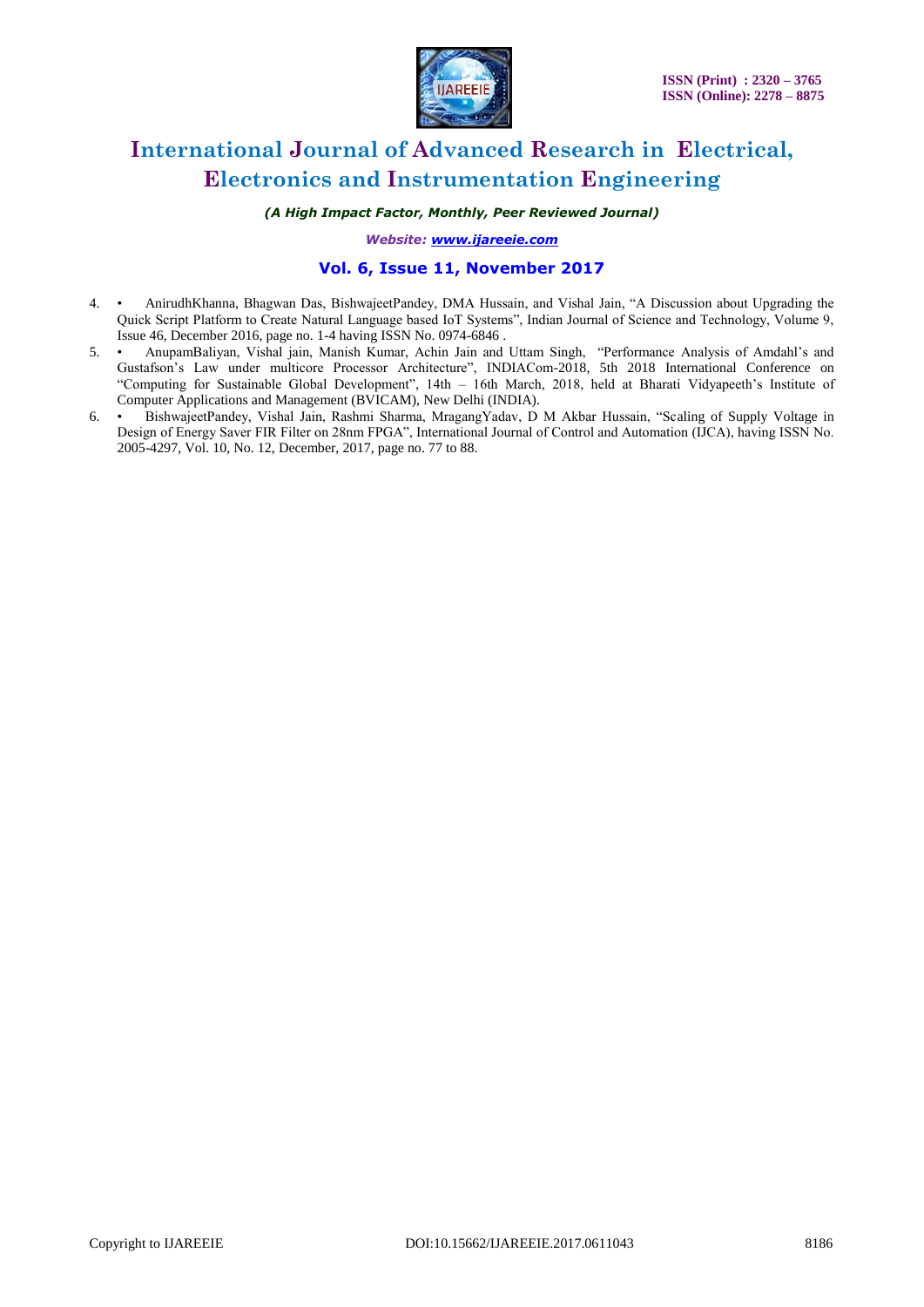4. • AnirudhKhanna, Bhagwan Das, BishwajeetPandey, DMA Hussain, and Vishal Jain, "A Discussion about Upgrading the Quick Script Platform to Create Natural Language based IoT Systems", Indian Journal of Science and Technology, Volume 9, Issue 46, December 2016, page no. 1-4 having ISSN No. 0974-6846 .
5. • AnupamBaliyan, Vishal jain, Manish Kumar, Achin Jain and Uttam Singh, "Performance Analysis of Amdahl's and Gustafson's Law under multicore Processor Architecture", INDIACom-2018, 5th 2018 International Conference on "Computing for Sustainable Global Development", 14th – 16th March, 2018, held at Bharati Vidyapeeth's Institute of Computer Applications and Management (BVICAM), New Delhi (INDIA).
6. • BishwajeetPandey, Vishal Jain, Rashmi Sharma, MragangYadav, D M Akbar Hussain, "Scaling of Supply Voltage in Design of Energy Saver FIR Filter on 28nm FPGA", International Journal of Control and Automation (IJCA), having ISSN No. 2005-4297, Vol. 10, No. 12, December, 2017, page no. 77 to 88.